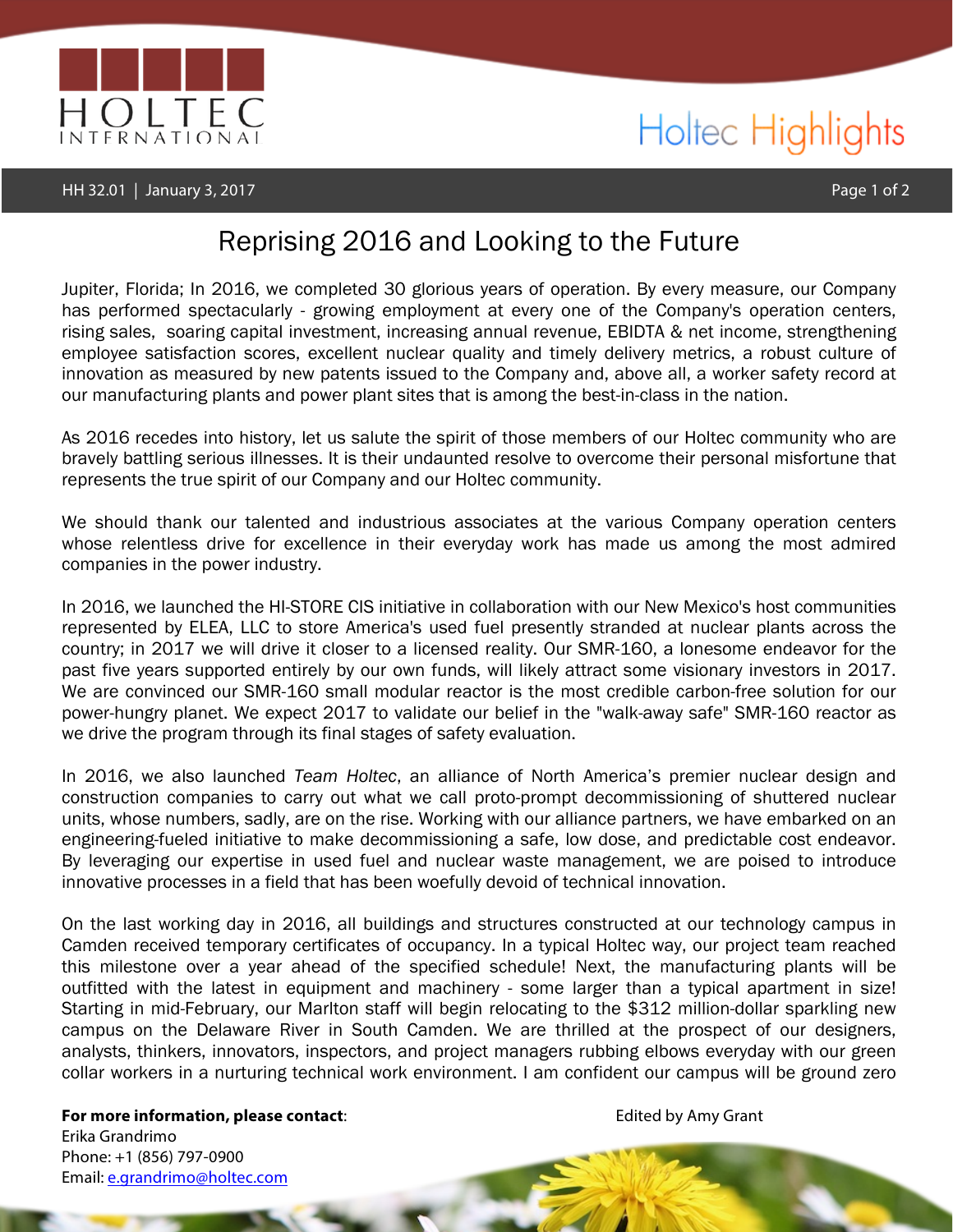# Holtec Highlights

HH 32.01 | January 3, 2017

## Reprising 2016 and Looking to the Future

Jupiter, Florida; In 2016, we completed 30 glorious years of operation. By every measure, our Company has performed spectacularly - growing employment at every one of the Company's operation centers, rising sales, soaring capital investment, increasing annual revenue, EBIDTA & net income, strengthening employee satisfaction scores, excellent nuclear quality and timely delivery metrics, a robust culture of innovation as measured by new patents issued to the Company and, above all, a worker safety record at our manufacturing plants and power plant sites that is among the best-in-class in the nation.

As 2016 recedes into history, let us salute the spirit of those members of our Holtec community who are bravely battling serious illnesses. It is their undaunted resolve to overcome their personal misfortune that represents the true spirit of our Company and our Holtec community.

We should thank our talented and industrious associates at the various Company operation centers whose relentless drive for excellence in their everyday work has made us among the most admired companies in the power industry.

In 2016, we launched the HI-STORE CIS initiative in collaboration with our New Mexico's host communities represented by ELEA, LLC to store America's used fuel presently stranded at nuclear plants across the country; in 2017 we will drive it closer to a licensed reality. Our SMR-160, a lonesome endeavor for the past five years supported entirely by our own funds, will likely attract some visionary investors in 2017. We are convinced our SMR-160 small modular reactor is the most credible carbon-free solution for our power-hungry planet. We expect 2017 to validate our belief in the "walk-away safe" SMR-160 reactor as we drive the program through its final stages of safety evaluation.

In 2016, we also launched *Team Holtec*, an alliance of North America's premier nuclear design and construction companies to carry out what we call proto-prompt decommissioning of shuttered nuclear units, whose numbers, sadly, are on the rise. Working with our alliance partners, we have embarked on an engineering-fueled initiative to make decommissioning a safe, low dose, and predictable cost endeavor. By leveraging our expertise in used fuel and nuclear waste management, we are poised to introduce innovative processes in a field that has been woefully devoid of technical innovation.

On the last working day in 2016, all buildings and structures constructed at our technology campus in Camden received temporary certificates of occupancy. In a typical Holtec way, our project team reached this milestone over a year ahead of the specified schedule! Next, the manufacturing plants will be outfitted with the latest in equipment and machinery - some larger than a typical apartment in size! Starting in mid-February, our Marlton staff will begin relocating to the $312 million-dollar sparkling new campus on the Delaware River in South Camden. We are thrilled at the prospect of our designers, analysts, thinkers, innovators, inspectors, and project managers rubbing elbows everyday with our green collar workers in a nurturing technical work environment. I am confident our campus will be ground zero

**For more information, please contact**:
Erika Grandrimo
Phone: +1 (856) 797-0900
Email: e.grandrimo@holtec.com

Edited by Amy Grant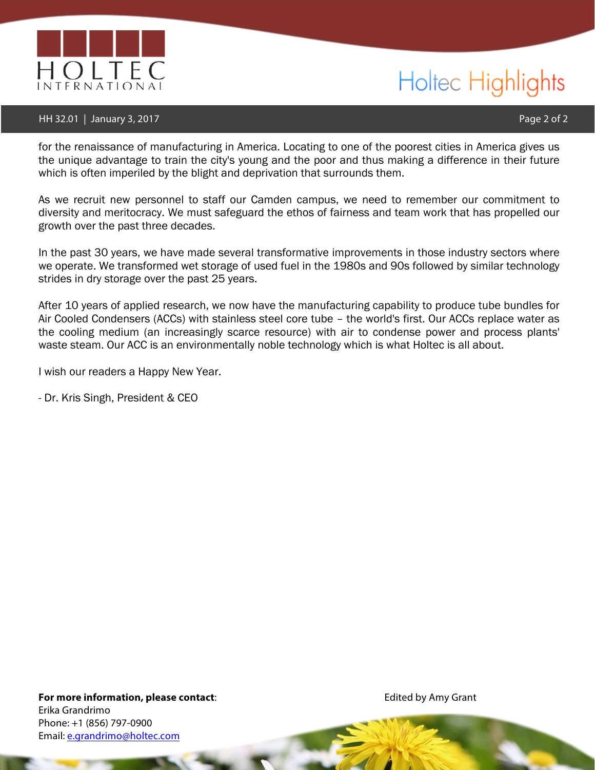for the renaissance of manufacturing in America. Locating to one of the poorest cities in America gives us the unique advantage to train the city's young and the poor and thus making a difference in their future which is often imperiled by the blight and deprivation that surrounds them.

As we recruit new personnel to staff our Camden campus, we need to remember our commitment to diversity and meritocracy. We must safeguard the ethos of fairness and team work that has propelled our growth over the past three decades.

In the past 30 years, we have made several transformative improvements in those industry sectors where we operate. We transformed wet storage of used fuel in the 1980s and 90s followed by similar technology strides in dry storage over the past 25 years.

After 10 years of applied research, we now have the manufacturing capability to produce tube bundles for Air Cooled Condensers (ACCs) with stainless steel core tube – the world's first. Our ACCs replace water as the cooling medium (an increasingly scarce resource) with air to condense power and process plants' waste steam. Our ACC is an environmentally noble technology which is what Holtec is all about.

I wish our readers a Happy New Year.

- Dr. Kris Singh, President & CEO

**For more information, please contact**:
Erika Grandrimo
Phone: +1 (856) 797-0900
Email: e.grandrimo@holtec.com

Edited by Amy Grant